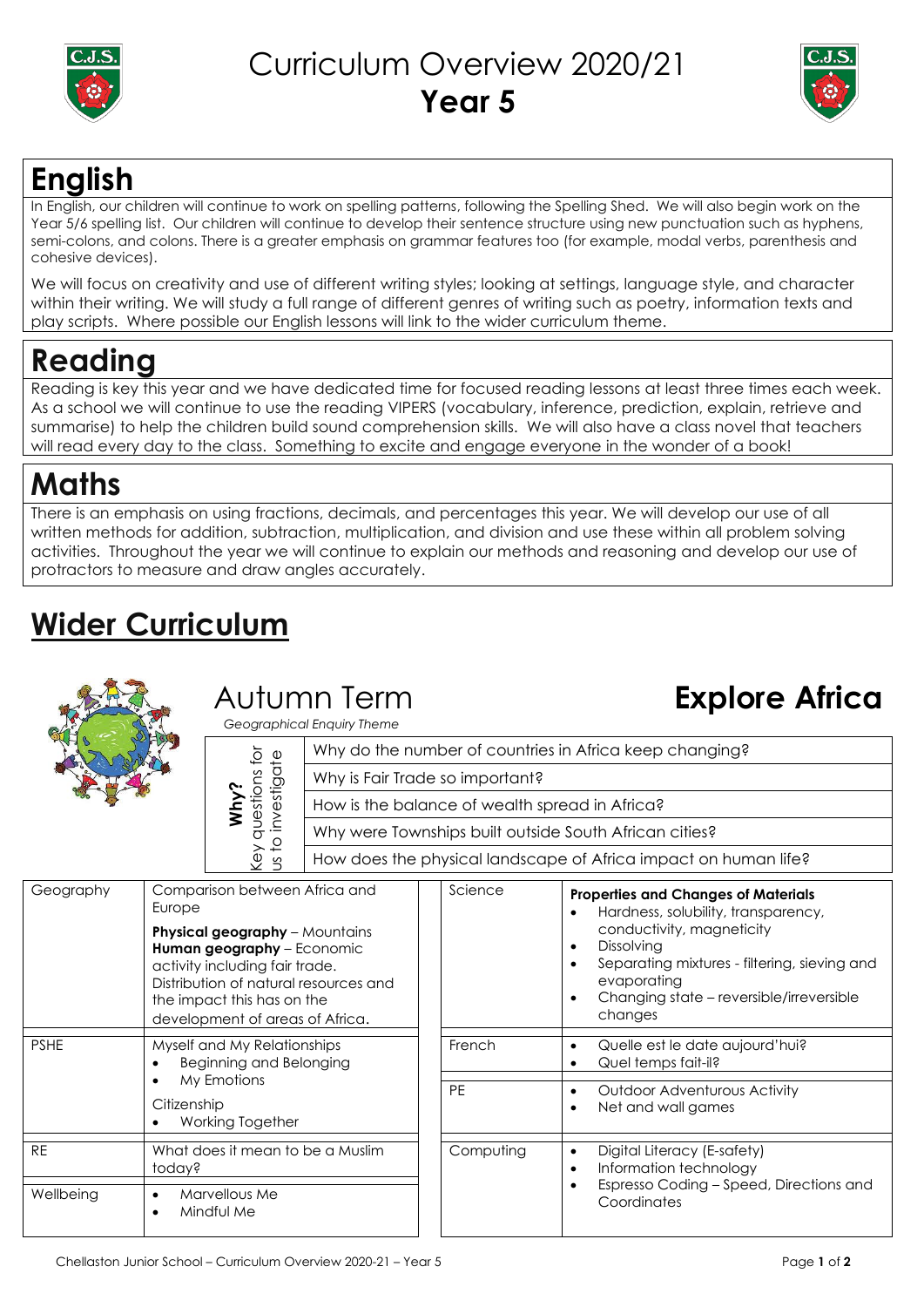# Curriculum Overview 2020/21
# **Year 5**

## English

In English, our children will continue to work on spelling patterns, following the Spelling Shed. We will also begin work on the Year 5/6 spelling list. Our children will continue to develop their sentence structure using new punctuation such as hyphens, semi-colons, and colons. There is a greater emphasis on grammar features too (for example, modal verbs, parenthesis and cohesive devices).

We will focus on creativity and use of different writing styles; looking at settings, language style, and character within their writing. We will study a full range of different genres of writing such as poetry, information texts and play scripts. Where possible our English lessons will link to the wider curriculum theme.

## Reading

Reading is key this year and we have dedicated time for focused reading lessons at least three times each week. As a school we will continue to use the reading VIPERS (vocabulary, inference, prediction, explain, retrieve and summarise) to help the children build sound comprehension skills. We will also have a class novel that teachers will read every day to the class. Something to excite and engage everyone in the wonder of a book!

## Maths

There is an emphasis on using fractions, decimals, and percentages this year. We will develop our use of all written methods for addition, subtraction, multiplication, and division and use these within all problem solving activities. Throughout the year we will continue to explain our methods and reasoning and develop our use of protractors to measure and draw angles accurately.

## <u>Wider Curriculum</u>

### Autumn Term — **Explore Africa**

*Geographical Enquiry Theme*

| **Why?** Key questions for us to investigate |
|---|
| Why do the number of countries in Africa keep changing? |
| Why is Fair Trade so important? |
| How is the balance of wealth spread in Africa? |
| Why were Townships built outside South African cities? |
| How does the physical landscape of Africa impact on human life? |

| Subject | Content |
|---|---|
| Geography | Comparison between Africa and Europe<br>**Physical geography** – Mountains<br>**Human geography** – Economic activity including fair trade. Distribution of natural resources and the impact this has on the development of areas of Africa. |
| PSHE | Myself and My Relationships<br>• Beginning and Belonging<br>• My Emotions<br>Citizenship<br>• Working Together |
| RE | What does it mean to be a Muslim today? |
| Wellbeing | • Marvellous Me<br>• Mindful Me |

| Subject | Content |
|---|---|
| Science | **Properties and Changes of Materials**<br>• Hardness, solubility, transparency, conductivity, magneticity<br>• Dissolving<br>• Separating mixtures - filtering, sieving and evaporating<br>• Changing state – reversible/irreversible changes |
| French | • Quelle est le date aujourd'hui?<br>• Quel temps fait-il? |
| PE | • Outdoor Adventurous Activity<br>• Net and wall games |
| Computing | • Digital Literacy (E-safety)<br>• Information technology<br>• Espresso Coding – Speed, Directions and Coordinates |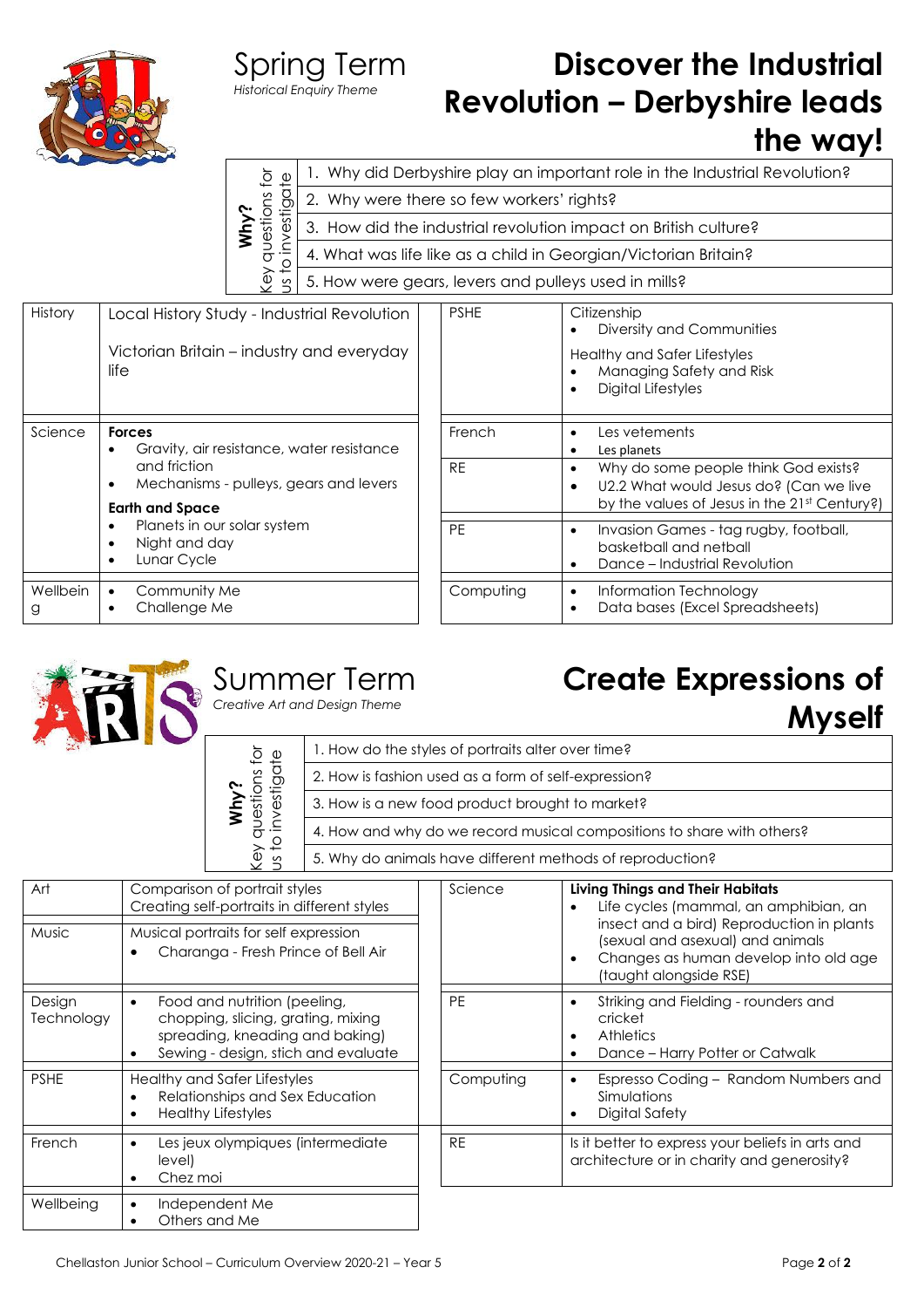## Spring Term

*Historical Enquiry Theme*

# Discover the Industrial Revolution – Derbyshire leads the way!

| **Why?** Key questions for us to investigate |
|---|
| 1. Why did Derbyshire play an important role in the Industrial Revolution? |
| 2. Why were there so few workers' rights? |
| 3. How did the industrial revolution impact on British culture? |
| 4. What was life like as a child in Georgian/Victorian Britain? |
| 5. How were gears, levers and pulleys used in mills? |

| | |
|---|---|
| History | Local History Study - Industrial Revolution<br><br>Victorian Britain – industry and everyday life |
| Science | **Forces**<br>• Gravity, air resistance, water resistance and friction<br>• Mechanisms - pulleys, gears and levers<br>**Earth and Space**<br>• Planets in our solar system<br>• Night and day<br>• Lunar Cycle |
| Wellbeing | • Community Me<br>• Challenge Me |

| | |
|---|---|
| PSHE | Citizenship<br>• Diversity and Communities<br>Healthy and Safer Lifestyles<br>• Managing Safety and Risk<br>• Digital Lifestyles |
| French | • Les vetements<br>• Les planets |
| RE | • Why do some people think God exists?<br>• U2.2 What would Jesus do? (Can we live by the values of Jesus in the 21st Century?) |
| PE | • Invasion Games - tag rugby, football, basketball and netball<br>• Dance – Industrial Revolution |
| Computing | • Information Technology<br>• Data bases (Excel Spreadsheets) |

## Summer Term

*Creative Art and Design Theme*

# Create Expressions of Myself

| **Why?** Key questions for us to investigate |
|---|
| 1. How do the styles of portraits alter over time? |
| 2. How is fashion used as a form of self-expression? |
| 3. How is a new food product brought to market? |
| 4. How and why do we record musical compositions to share with others? |
| 5. Why do animals have different methods of reproduction? |

| | |
|---|---|
| Art | Comparison of portrait styles<br>Creating self-portraits in different styles |
| Music | Musical portraits for self expression<br>• Charanga - Fresh Prince of Bell Air |
| Design Technology | • Food and nutrition (peeling, chopping, slicing, grating, mixing spreading, kneading and baking)<br>• Sewing - design, stich and evaluate |
| PSHE | Healthy and Safer Lifestyles<br>• Relationships and Sex Education<br>• Healthy Lifestyles |
| French | • Les jeux olympiques (intermediate level)<br>• Chez moi |
| Wellbeing | • Independent Me<br>• Others and Me |

| | |
|---|---|
| Science | **Living Things and Their Habitats**<br>• Life cycles (mammal, an amphibian, an insect and a bird) Reproduction in plants (sexual and asexual) and animals<br>• Changes as human develop into old age (taught alongside RSE) |
| PE | • Striking and Fielding - rounders and cricket<br>• Athletics<br>• Dance – Harry Potter or Catwalk |
| Computing | • Espresso Coding – Random Numbers and Simulations<br>• Digital Safety |
| RE | Is it better to express your beliefs in arts and architecture or in charity and generosity? |